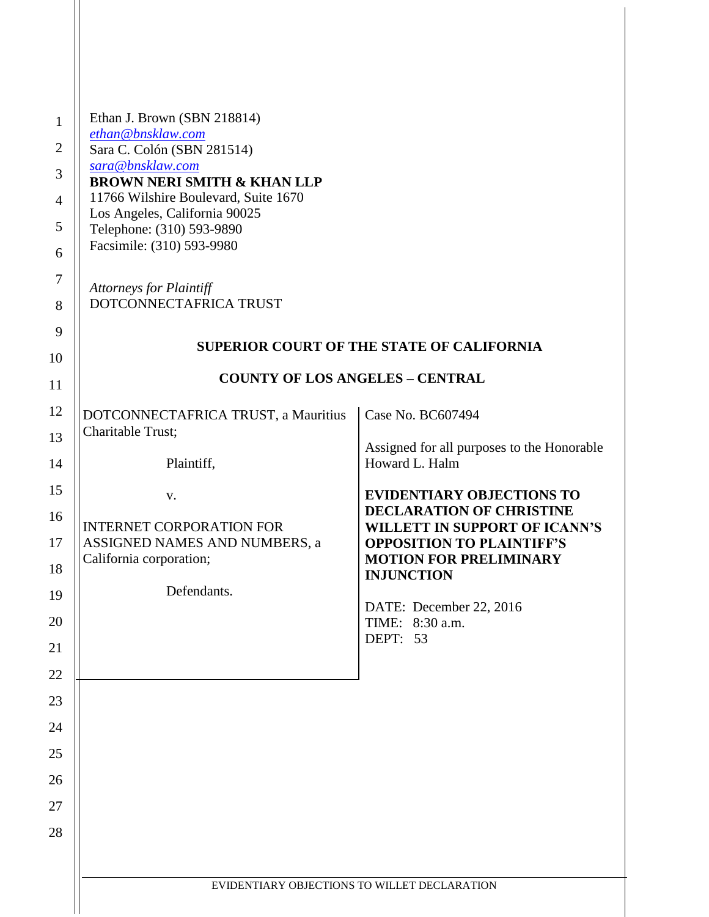Ethan J. Brown (SBN 218814)
ethan@bnsklaw.com
Sara C. Colón (SBN 281514)
sara@bnsklaw.com
**BROWN NERI SMITH & KHAN LLP**
11766 Wilshire Boulevard, Suite 1670
Los Angeles, California 90025
Telephone: (310) 593-9890
Facsimile: (310) 593-9980

*Attorneys for Plaintiff*
DOTCONNECTAFRICA TRUST

**SUPERIOR COURT OF THE STATE OF CALIFORNIA**

**COUNTY OF LOS ANGELES – CENTRAL**

| | |
|---|---|
| DOTCONNECTAFRICA TRUST, a Mauritius Charitable Trust;<br><br>Plaintiff,<br><br>v.<br><br>INTERNET CORPORATION FOR ASSIGNED NAMES AND NUMBERS, a California corporation;<br><br>Defendants. | Case No. BC607494<br><br>Assigned for all purposes to the Honorable Howard L. Halm<br><br>**EVIDENTIARY OBJECTIONS TO DECLARATION OF CHRISTINE WILLETT IN SUPPORT OF ICANN'S OPPOSITION TO PLAINTIFF'S MOTION FOR PRELIMINARY INJUNCTION**<br><br>DATE: December 22, 2016<br>TIME: 8:30 a.m.<br>DEPT: 53 |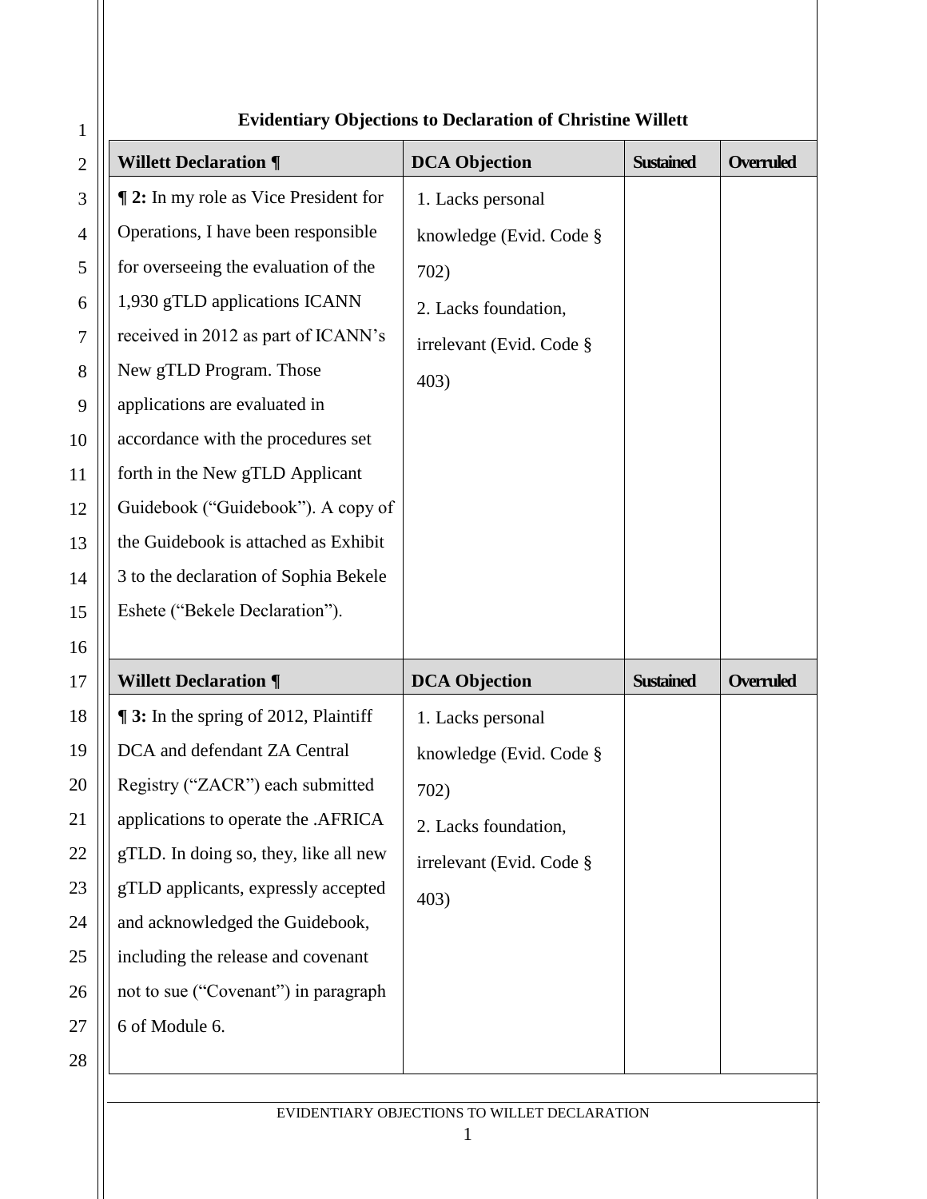**Evidentiary Objections to Declaration of Christine Willett**

| Willett Declaration ¶ | DCA Objection | Sustained | Overruled |
|---|---|---|---|
| **¶ 2:** In my role as Vice President for Operations, I have been responsible for overseeing the evaluation of the 1,930 gTLD applications ICANN received in 2012 as part of ICANN's New gTLD Program. Those applications are evaluated in accordance with the procedures set forth in the New gTLD Applicant Guidebook ("Guidebook"). A copy of the Guidebook is attached as Exhibit 3 to the declaration of Sophia Bekele Eshete ("Bekele Declaration"). | 1. Lacks personal knowledge (Evid. Code § 702)<br>2. Lacks foundation, irrelevant (Evid. Code § 403) | | |

| Willett Declaration ¶ | DCA Objection | Sustained | Overruled |
|---|---|---|---|
| **¶ 3:** In the spring of 2012, Plaintiff DCA and defendant ZA Central Registry ("ZACR") each submitted applications to operate the .AFRICA gTLD. In doing so, they, like all new gTLD applicants, expressly accepted and acknowledged the Guidebook, including the release and covenant not to sue ("Covenant") in paragraph 6 of Module 6. | 1. Lacks personal knowledge (Evid. Code § 702)<br>2. Lacks foundation, irrelevant (Evid. Code § 403) | | |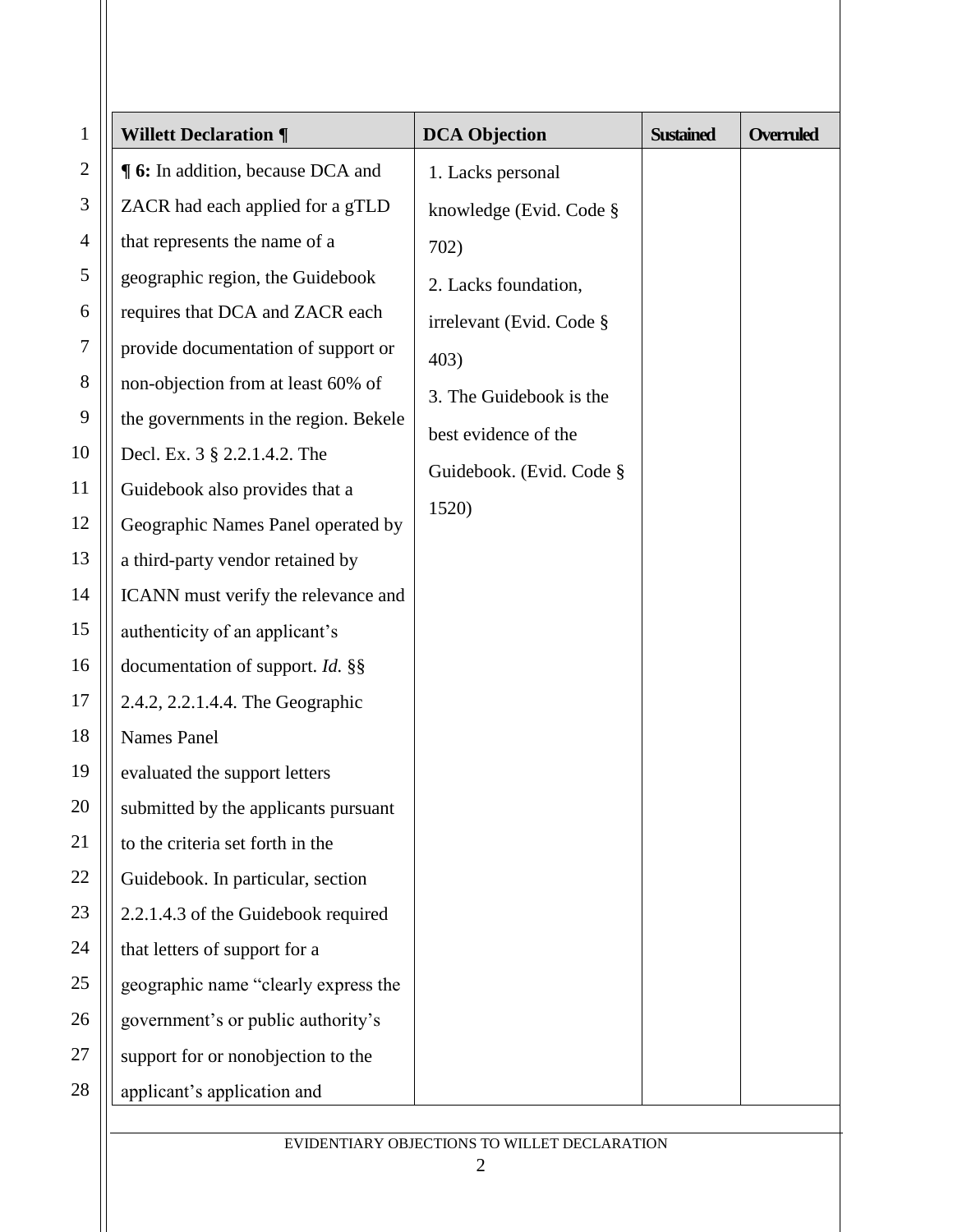| Willett Declaration ¶ | DCA Objection | Sustained | Overruled |
|---|---|---|---|
| **¶ 6:** In addition, because DCA and ZACR had each applied for a gTLD that represents the name of a geographic region, the Guidebook requires that DCA and ZACR each provide documentation of support or non-objection from at least 60% of the governments in the region. Bekele Decl. Ex. 3 § 2.2.1.4.2. The Guidebook also provides that a Geographic Names Panel operated by a third-party vendor retained by ICANN must verify the relevance and authenticity of an applicant's documentation of support. *Id.* §§ 2.4.2, 2.2.1.4.4. The Geographic Names Panel evaluated the support letters submitted by the applicants pursuant to the criteria set forth in the Guidebook. In particular, section 2.2.1.4.3 of the Guidebook required that letters of support for a geographic name "clearly express the government's or public authority's support for or nonobjection to the applicant's application and | 1. Lacks personal knowledge (Evid. Code § 702)<br>2. Lacks foundation, irrelevant (Evid. Code § 403)<br>3. The Guidebook is the best evidence of the Guidebook. (Evid. Code § 1520) | | |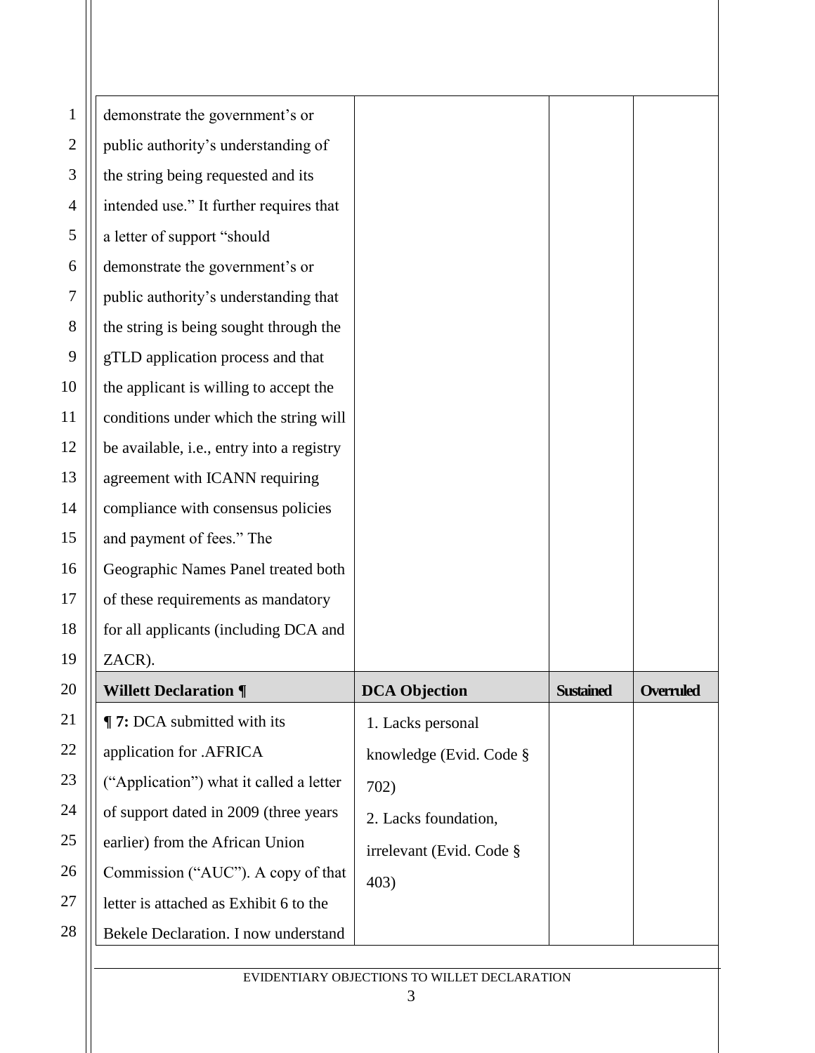| | | | |
|---|---|---|---|
| demonstrate the government's or public authority's understanding of the string being requested and its intended use." It further requires that a letter of support "should demonstrate the government's or public authority's understanding that the string is being sought through the gTLD application process and that the applicant is willing to accept the conditions under which the string will be available, i.e., entry into a registry agreement with ICANN requiring compliance with consensus policies and payment of fees." The Geographic Names Panel treated both of these requirements as mandatory for all applicants (including DCA and ZACR). | | | |

| **Willett Declaration ¶** | **DCA Objection** | **Sustained** | **Overruled** |
|---|---|---|---|
| **¶ 7:** DCA submitted with its application for .AFRICA ("Application") what it called a letter of support dated in 2009 (three years earlier) from the African Union Commission ("AUC"). A copy of that letter is attached as Exhibit 6 to the Bekele Declaration. I now understand | 1. Lacks personal knowledge (Evid. Code § 702)<br>2. Lacks foundation, irrelevant (Evid. Code § 403) | | |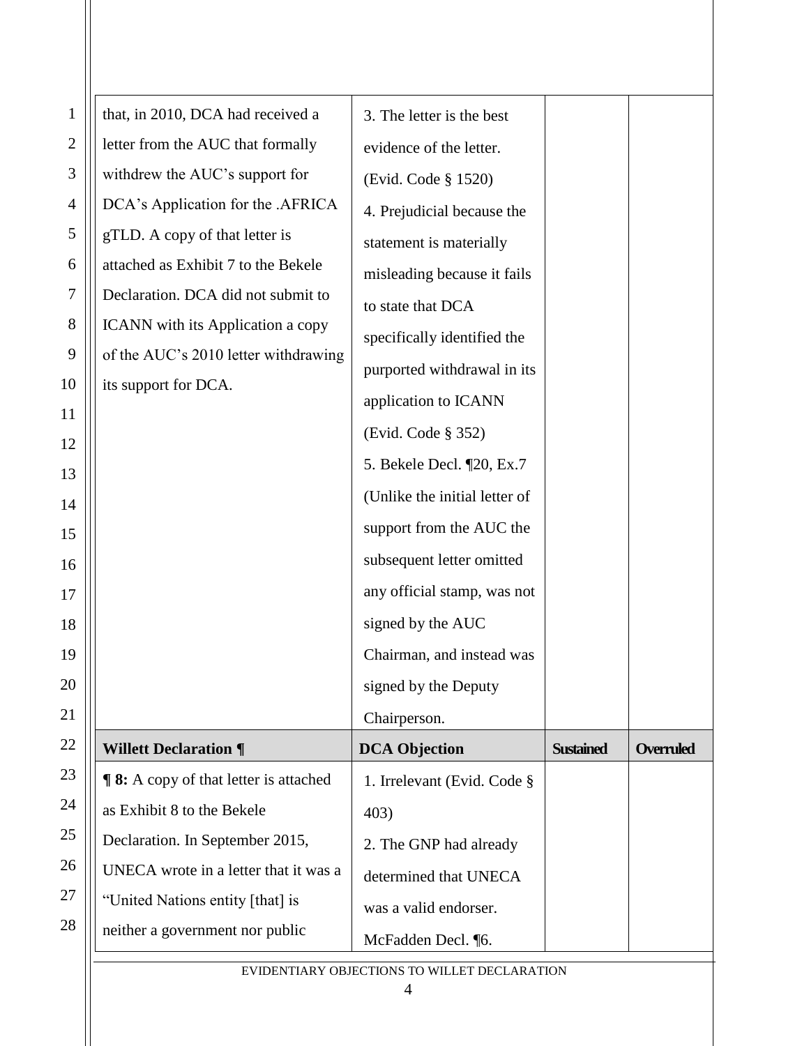| | | | |
|---|---|---|---|
| that, in 2010, DCA had received a letter from the AUC that formally withdrew the AUC's support for DCA's Application for the .AFRICA gTLD. A copy of that letter is attached as Exhibit 7 to the Bekele Declaration. DCA did not submit to ICANN with its Application a copy of the AUC's 2010 letter withdrawing its support for DCA. | 3. The letter is the best evidence of the letter. (Evid. Code § 1520)<br>4. Prejudicial because the statement is materially misleading because it fails to state that DCA specifically identified the purported withdrawal in its application to ICANN (Evid. Code § 352)<br>5. Bekele Decl. ¶20, Ex.7 (Unlike the initial letter of support from the AUC the subsequent letter omitted any official stamp, was not signed by the AUC Chairman, and instead was signed by the Deputy Chairperson. | | |
| **Willett Declaration ¶** | **DCA Objection** | **Sustained** | **Overruled** |
| **¶ 8:** A copy of that letter is attached as Exhibit 8 to the Bekele Declaration. In September 2015, UNECA wrote in a letter that it was a "United Nations entity [that] is neither a government nor public | 1. Irrelevant (Evid. Code § 403)<br>2. The GNP had already determined that UNECA was a valid endorser. McFadden Decl. ¶6. | | |

EVIDENTIARY OBJECTIONS TO WILLET DECLARATION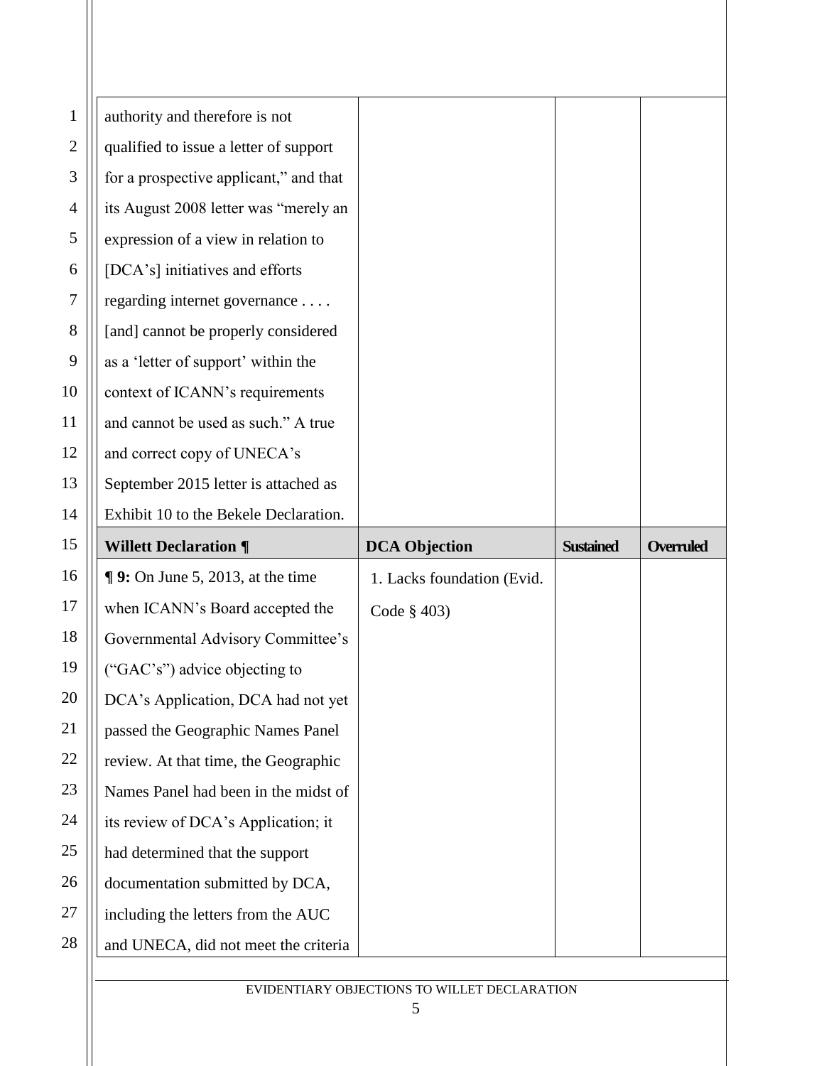| | | | |
|---|---|---|---|
| authority and therefore is not qualified to issue a letter of support for a prospective applicant," and that its August 2008 letter was "merely an expression of a view in relation to [DCA's] initiatives and efforts regarding internet governance . . . . [and] cannot be properly considered as a 'letter of support' within the context of ICANN's requirements and cannot be used as such." A true and correct copy of UNECA's September 2015 letter is attached as Exhibit 10 to the Bekele Declaration. | | | |
| **Willett Declaration ¶** | **DCA Objection** | **Sustained** | **Overruled** |
| **¶ 9:** On June 5, 2013, at the time when ICANN's Board accepted the Governmental Advisory Committee's ("GAC's") advice objecting to DCA's Application, DCA had not yet passed the Geographic Names Panel review. At that time, the Geographic Names Panel had been in the midst of its review of DCA's Application; it had determined that the support documentation submitted by DCA, including the letters from the AUC and UNECA, did not meet the criteria | 1. Lacks foundation (Evid. Code § 403) | | |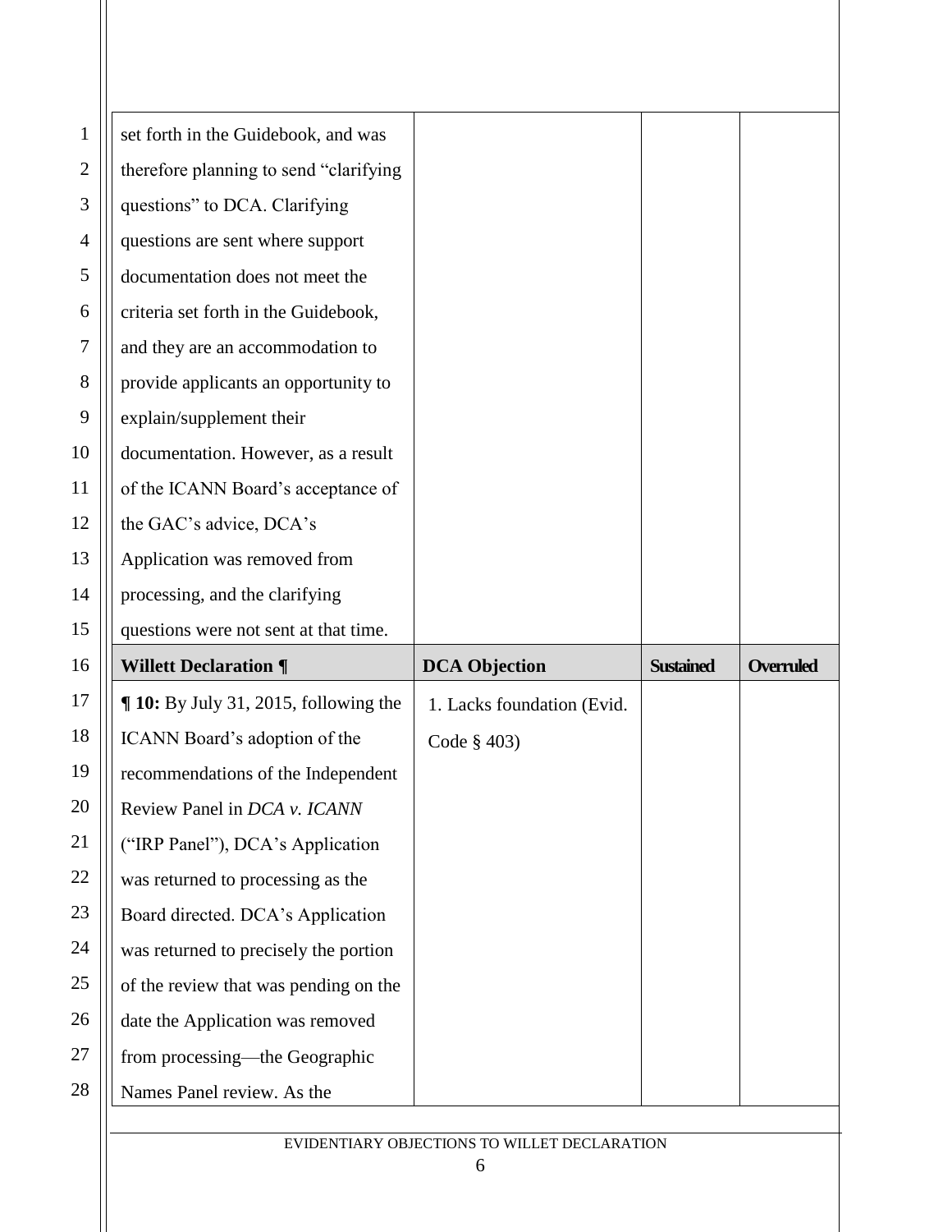| | | | |
|---|---|---|---|
| set forth in the Guidebook, and was therefore planning to send "clarifying questions" to DCA. Clarifying questions are sent where support documentation does not meet the criteria set forth in the Guidebook, and they are an accommodation to provide applicants an opportunity to explain/supplement their documentation. However, as a result of the ICANN Board's acceptance of the GAC's advice, DCA's Application was removed from processing, and the clarifying questions were not sent at that time. | | | |
| **Willett Declaration ¶** | **DCA Objection** | **Sustained** | **Overruled** |
| **¶ 10:** By July 31, 2015, following the ICANN Board's adoption of the recommendations of the Independent Review Panel in *DCA v. ICANN* ("IRP Panel"), DCA's Application was returned to processing as the Board directed. DCA's Application was returned to precisely the portion of the review that was pending on the date the Application was removed from processing—the Geographic Names Panel review. As the | 1. Lacks foundation (Evid. Code § 403) | | |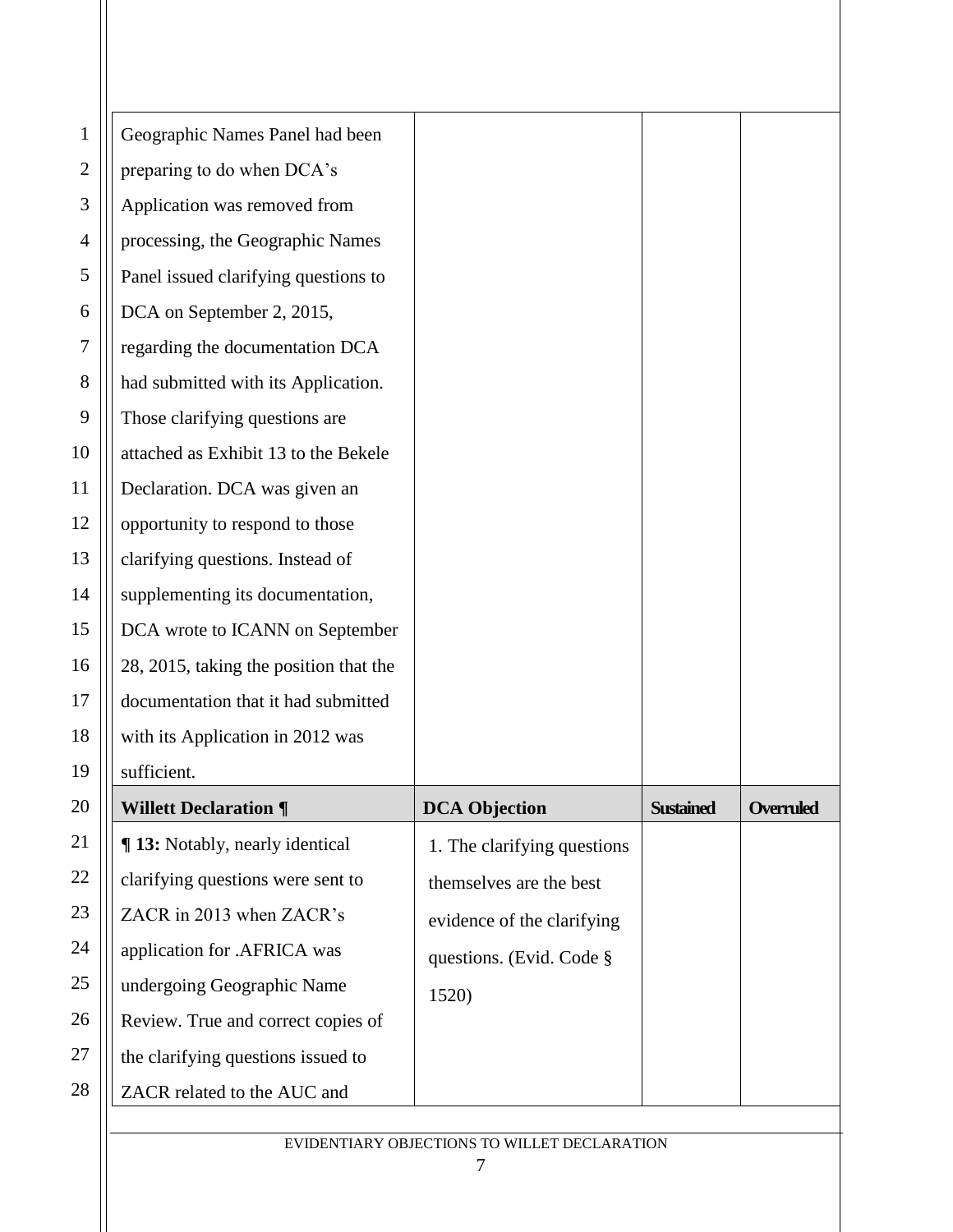| | | | |
|---|---|---|---|
| Geographic Names Panel had been preparing to do when DCA's Application was removed from processing, the Geographic Names Panel issued clarifying questions to DCA on September 2, 2015, regarding the documentation DCA had submitted with its Application. Those clarifying questions are attached as Exhibit 13 to the Bekele Declaration. DCA was given an opportunity to respond to those clarifying questions. Instead of supplementing its documentation, DCA wrote to ICANN on September 28, 2015, taking the position that the documentation that it had submitted with its Application in 2012 was sufficient. | | | |
| **Willett Declaration ¶** | **DCA Objection** | **Sustained** | **Overruled** |
| **¶ 13:** Notably, nearly identical clarifying questions were sent to ZACR in 2013 when ZACR's application for .AFRICA was undergoing Geographic Name Review. True and correct copies of the clarifying questions issued to ZACR related to the AUC and | 1. The clarifying questions themselves are the best evidence of the clarifying questions. (Evid. Code § 1520) | | |

EVIDENTIARY OBJECTIONS TO WILLETT DECLARATION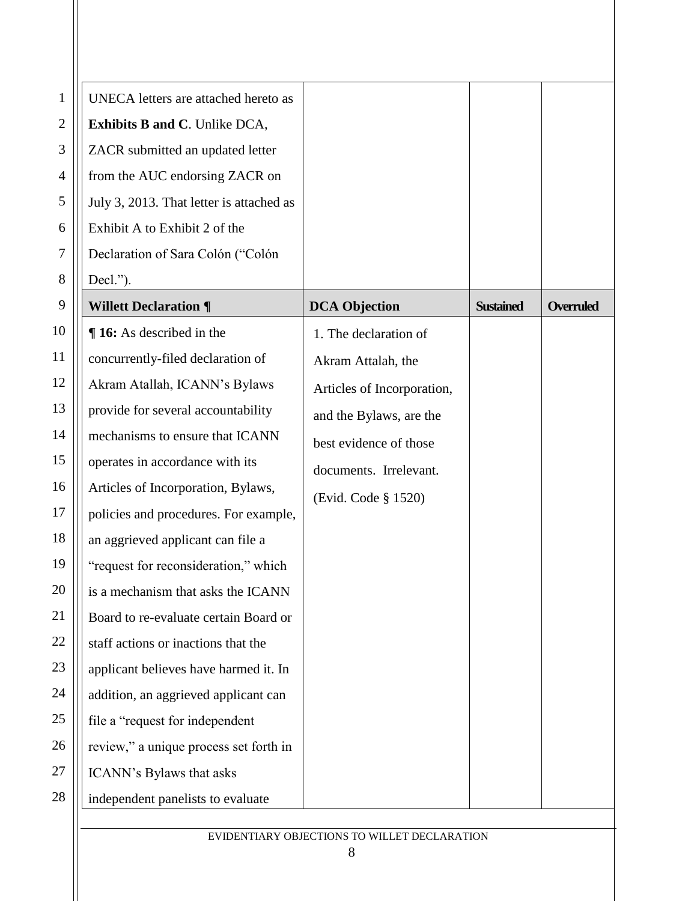| | | | |
|---|---|---|---|
| UNECA letters are attached hereto as **Exhibits B and C**. Unlike DCA, ZACR submitted an updated letter from the AUC endorsing ZACR on July 3, 2013. That letter is attached as Exhibit A to Exhibit 2 of the Declaration of Sara Colón ("Colón Decl."). | | | |
| **Willett Declaration ¶** | **DCA Objection** | **Sustained** | **Overruled** |
| **¶ 16:** As described in the concurrently-filed declaration of Akram Atallah, ICANN's Bylaws provide for several accountability mechanisms to ensure that ICANN operates in accordance with its Articles of Incorporation, Bylaws, policies and procedures. For example, an aggrieved applicant can file a "request for reconsideration," which is a mechanism that asks the ICANN Board to re-evaluate certain Board or staff actions or inactions that the applicant believes have harmed it. In addition, an aggrieved applicant can file a "request for independent review," a unique process set forth in ICANN's Bylaws that asks independent panelists to evaluate | 1. The declaration of Akram Attalah, the Articles of Incorporation, and the Bylaws, are the best evidence of those documents. Irrelevant. (Evid. Code § 1520) | | |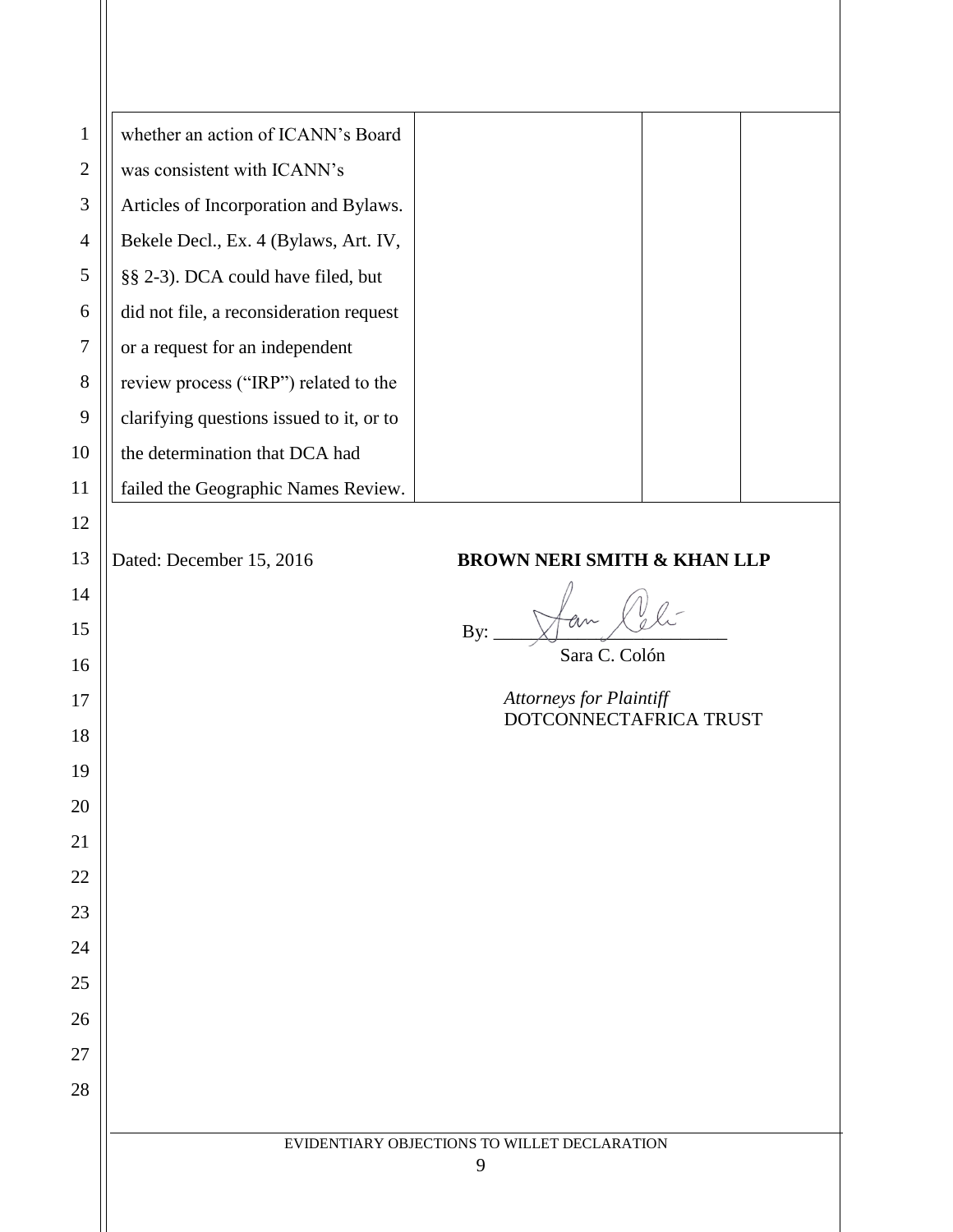| | | | |
|---|---|---|---|
| whether an action of ICANN's Board was consistent with ICANN's Articles of Incorporation and Bylaws. Bekele Decl., Ex. 4 (Bylaws, Art. IV, §§ 2-3). DCA could have filed, but did not file, a reconsideration request or a request for an independent review process ("IRP") related to the clarifying questions issued to it, or to the determination that DCA had failed the Geographic Names Review. | | | |

Dated: December 15, 2016

**BROWN NERI SMITH & KHAN LLP**

By: ______________________
Sara C. Colón

*Attorneys for Plaintiff*
DOTCONNECTAFRICA TRUST

EVIDENTIARY OBJECTIONS TO WILLET DECLARATION